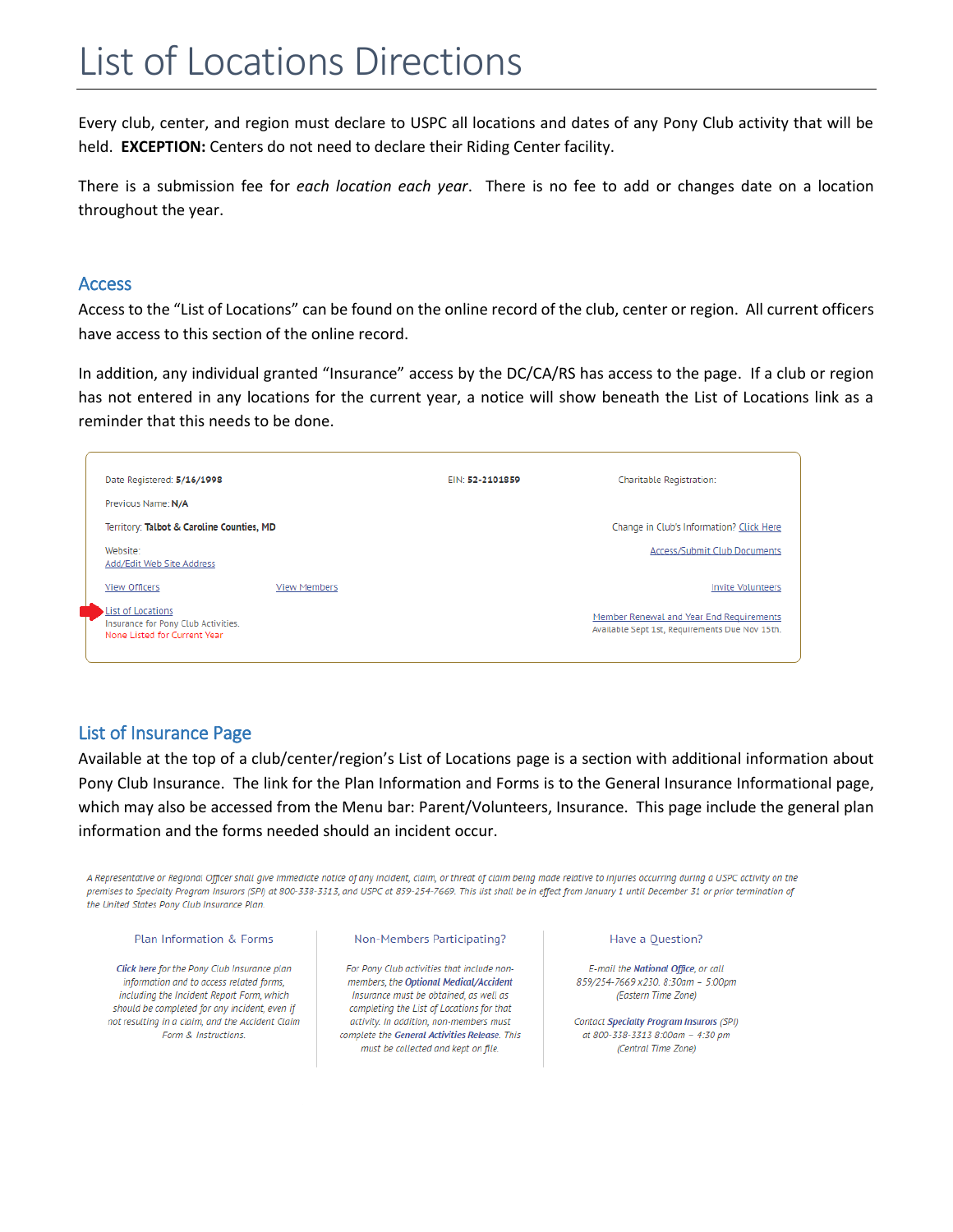# List of Locations Directions

Every club, center, and region must declare to USPC all locations and dates of any Pony Club activity that will be held. **EXCEPTION:** Centers do not need to declare their Riding Center facility.

There is a submission fee for *each location each year*. There is no fee to add or changes date on a location throughout the year.

## Access

Access to the "List of Locations" can be found on the online record of the club, center or region. All current officers have access to this section of the online record.

In addition, any individual granted "Insurance" access by the DC/CA/RS has access to the page. If a club or region has not entered in any locations for the current year, a notice will show beneath the List of Locations link as a reminder that this needs to be done.

Date Registered: **5/16/1998**

EIN: **52-2101859**

Charitable Registration:

Previous Name: **N/A**

Territory: **Talbot & Caroline Counties, MD**

Change in Club's Information? Click Here

Website:
Add/Edit Web Site Address

Access/Submit Club Documents

View Officers

View Members

Invite Volunteers

List of Locations
Insurance for Pony Club Activities.
None Listed for Current Year

Member Renewal and Year End Requirements
Available Sept 1st, Requirements Due Nov 15th.

## List of Insurance Page

Available at the top of a club/center/region's List of Locations page is a section with additional information about Pony Club Insurance. The link for the Plan Information and Forms is to the General Insurance Informational page, which may also be accessed from the Menu bar: Parent/Volunteers, Insurance. This page include the general plan information and the forms needed should an incident occur.

*A Representative or Regional Officer shall give immediate notice of any incident, claim, or threat of claim being made relative to injuries occurring during a USPC activity on the premises to Specialty Program Insurors (SPI) at 800-338-3313, and USPC at 859-254-7669. This list shall be in effect from January 1 until December 31 or prior termination of the United States Pony Club Insurance Plan.*

**Plan Information & Forms**

*Click here for the Pony Club Insurance plan information and to access related forms, including the Incident Report Form, which should be completed for any incident, even if not resulting in a claim, and the Accident Claim Form & Instructions.*

**Non-Members Participating?**

*For Pony Club activities that include non-members, the Optional Medical/Accident Insurance must be obtained, as well as completing the List of Locations for that activity. In addition, non-members must complete the General Activities Release. This must be collected and kept on file.*

**Have a Question?**

*E-mail the National Office, or call 859/254-7669 x230. 8:30am – 5:00pm (Eastern Time Zone)*

*Contact Specialty Program Insurors (SPI) at 800-338-3313 8:00am – 4:30 pm (Central Time Zone)*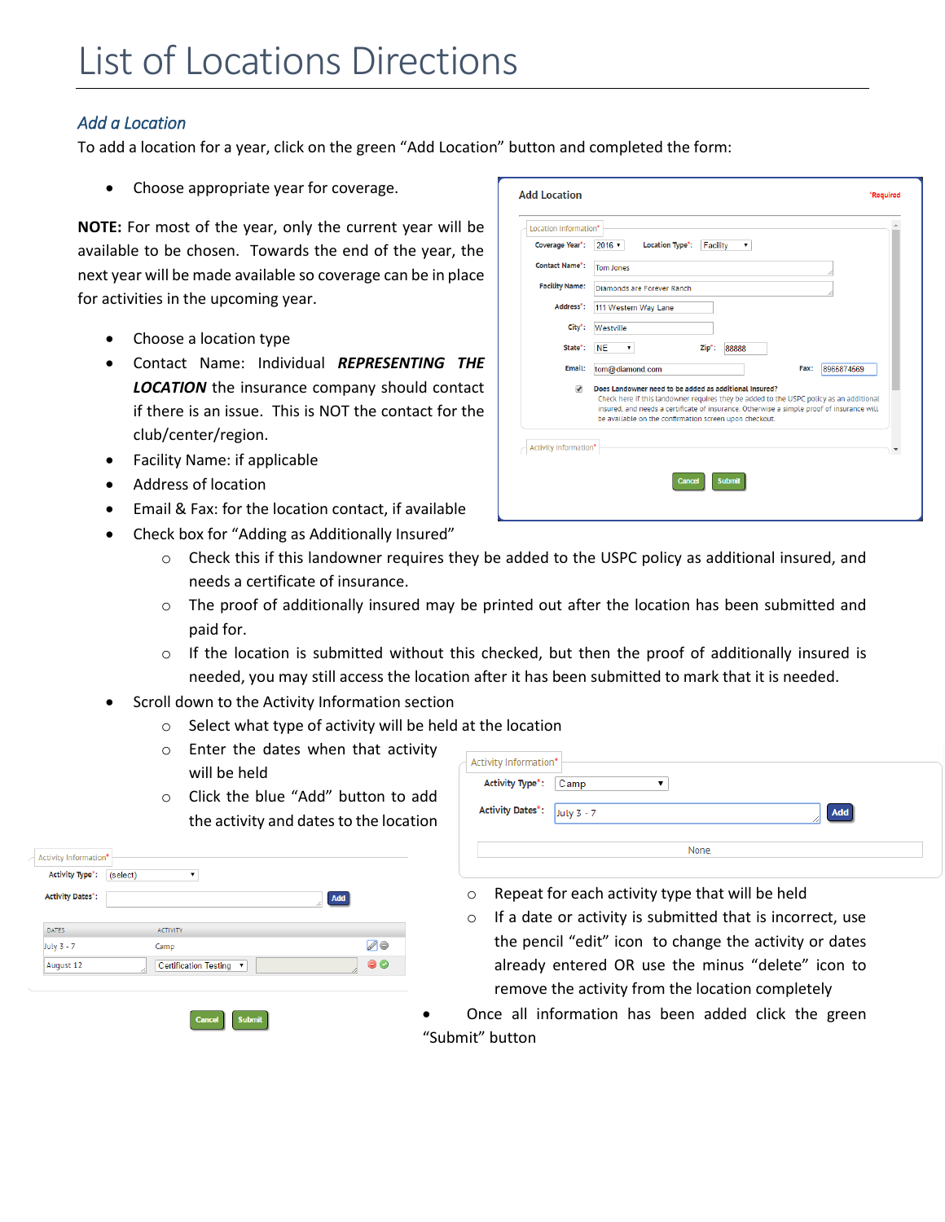# List of Locations Directions

## *Add a Location*

To add a location for a year, click on the green "Add Location" button and completed the form:

- Choose appropriate year for coverage.

**NOTE:** For most of the year, only the current year will be available to be chosen. Towards the end of the year, the next year will be made available so coverage can be in place for activities in the upcoming year.

- Choose a location type
- Contact Name: Individual ***REPRESENTING THE LOCATION*** the insurance company should contact if there is an issue. This is NOT the contact for the club/center/region.
- Facility Name: if applicable
- Address of location
- Email & Fax: for the location contact, if available
- Check box for "Adding as Additionally Insured"
  - Check this if this landowner requires they be added to the USPC policy as additional insured, and needs a certificate of insurance.
  - The proof of additionally insured may be printed out after the location has been submitted and paid for.
  - If the location is submitted without this checked, but then the proof of additionally insured is needed, you may still access the location after it has been submitted to mark that it is needed.
- Scroll down to the Activity Information section
  - Select what type of activity will be held at the location
  - Enter the dates when that activity will be held
  - Click the blue "Add" button to add the activity and dates to the location
  - Repeat for each activity type that will be held
  - If a date or activity is submitted that is incorrect, use the pencil "edit" icon to change the activity or dates already entered OR use the minus "delete" icon to remove the activity from the location completely
- Once all information has been added click the green "Submit" button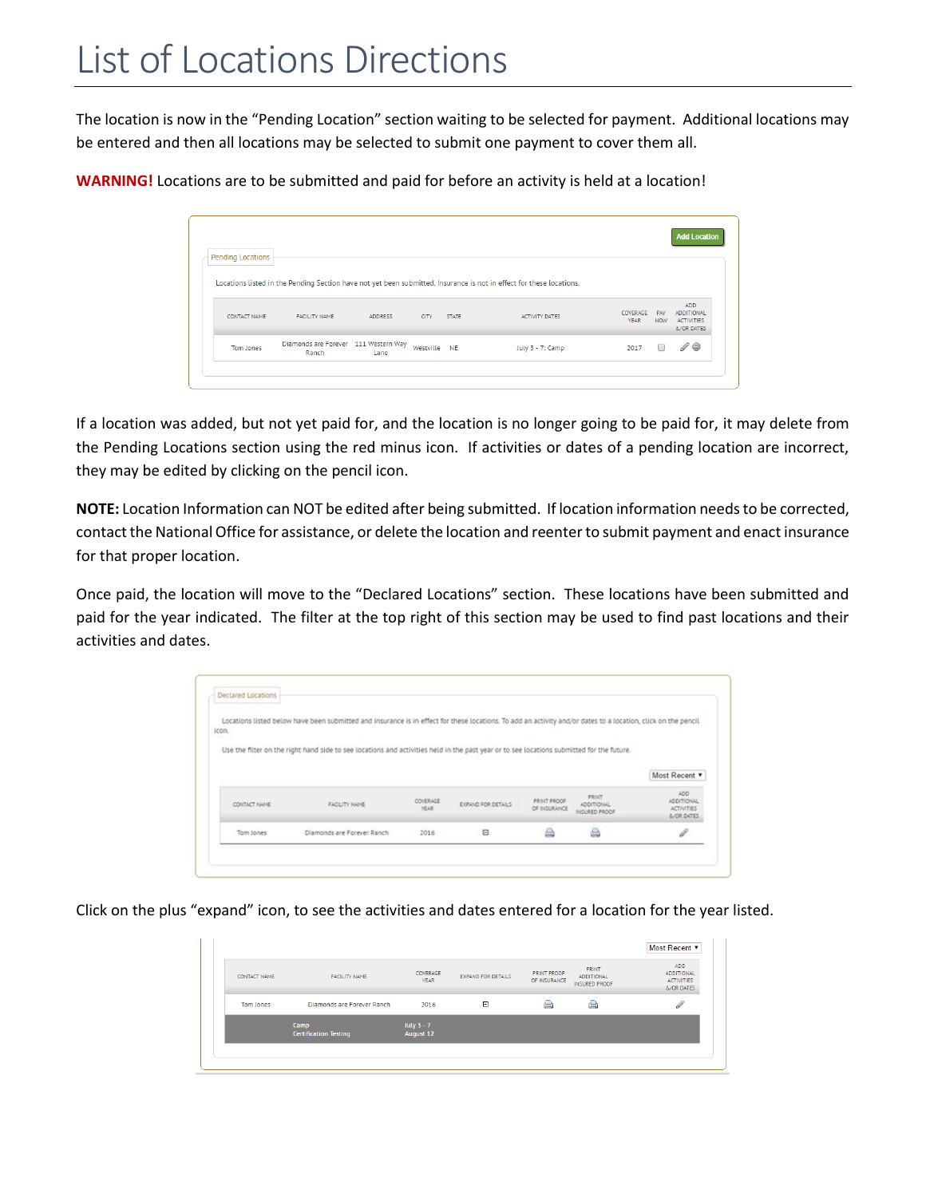# List of Locations Directions

The location is now in the "Pending Location" section waiting to be selected for payment. Additional locations may be entered and then all locations may be selected to submit one payment to cover them all.

**WARNING!** Locations are to be submitted and paid for before an activity is held at a location!

Add Location

Pending Locations

Locations listed in the Pending Section have not yet been submitted. Insurance is not in effect for these locations.

| CONTACT NAME | FACILITY NAME | ADDRESS | CITY | STATE | ACTIVITY DATES | COVERAGE YEAR | PAY NOW | ADD ADDITIONAL ACTIVITIES &/OR DATES |
|---|---|---|---|---|---|---|---|---|
| Tom Jones | Diamonds are Forever Ranch | 111 Western Way Lane | Westville | NE | July 3 - 7: Camp | 2017 | | |

If a location was added, but not yet paid for, and the location is no longer going to be paid for, it may delete from the Pending Locations section using the red minus icon. If activities or dates of a pending location are incorrect, they may be edited by clicking on the pencil icon.

**NOTE:** Location Information can NOT be edited after being submitted. If location information needs to be corrected, contact the National Office for assistance, or delete the location and reenter to submit payment and enact insurance for that proper location.

Once paid, the location will move to the "Declared Locations" section. These locations have been submitted and paid for the year indicated. The filter at the top right of this section may be used to find past locations and their activities and dates.

Declared Locations

Locations listed below have been submitted and insurance is in effect for these locations. To add an activity and/or dates to a location, click on the pencil icon.

Use the filter on the right hand side to see locations and activities held in the past year or to see locations submitted for the future.

Most Recent

| CONTACT NAME | FACILITY NAME | COVERAGE YEAR | EXPAND FOR DETAILS | PRINT PROOF OF INSURANCE | PRINT ADDITIONAL INSURED PROOF | ADD ADDITIONAL ACTIVITIES &/OR DATES |
|---|---|---|---|---|---|---|
| Tom Jones | Diamonds are Forever Ranch | 2016 | | | | |

Click on the plus "expand" icon, to see the activities and dates entered for a location for the year listed.

Most Recent

| CONTACT NAME | FACILITY NAME | COVERAGE YEAR | EXPAND FOR DETAILS | PRINT PROOF OF INSURANCE | PRINT ADDITIONAL INSURED PROOF | ADD ADDITIONAL ACTIVITIES &/OR DATES |
|---|---|---|---|---|---|---|
| Tom Jones | Diamonds are Forever Ranch | 2016 | | | | |
| | Camp<br>Certification Testing | July 3 - 7<br>August 12 | | | | |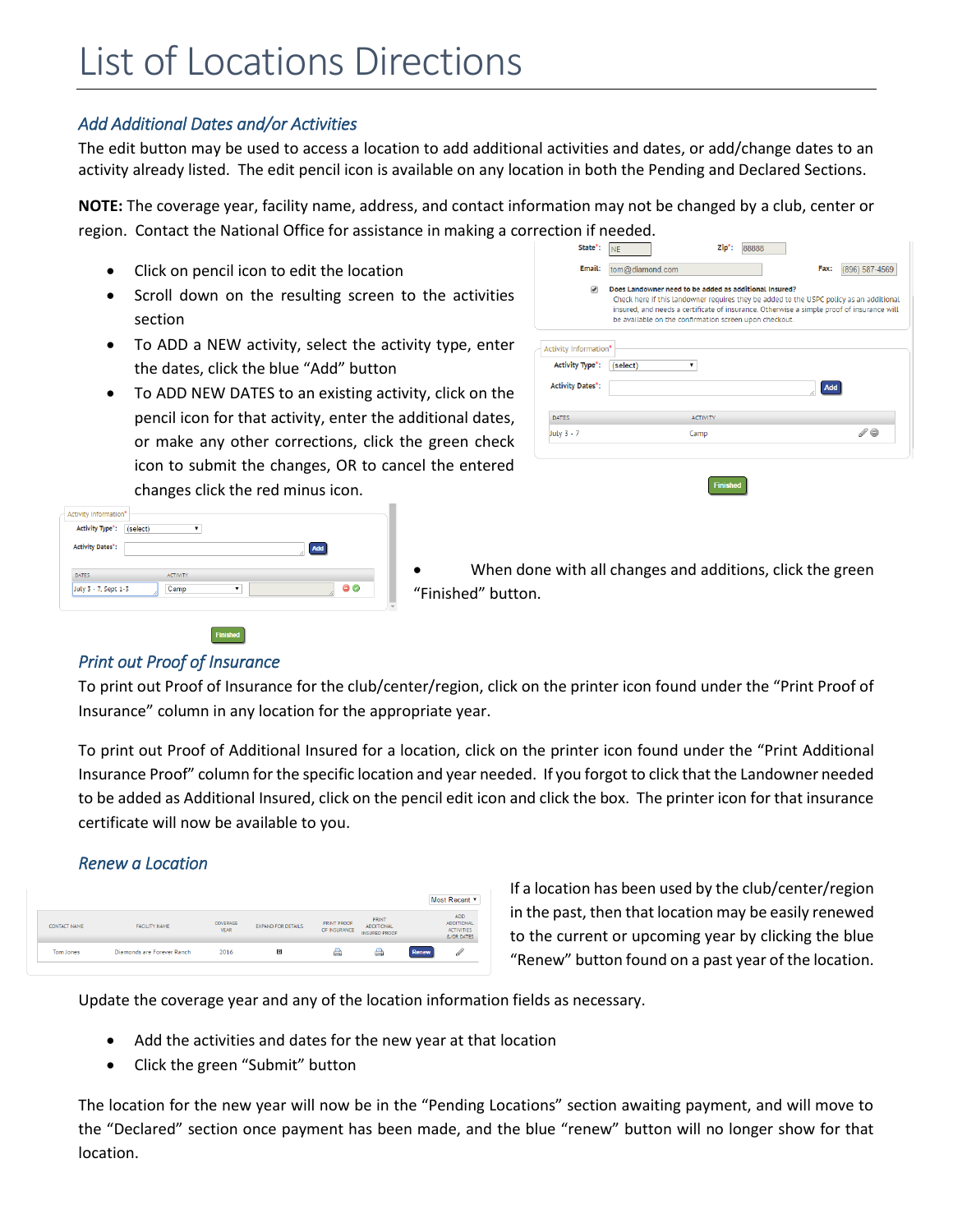# List of Locations Directions

### *Add Additional Dates and/or Activities*

The edit button may be used to access a location to add additional activities and dates, or add/change dates to an activity already listed. The edit pencil icon is available on any location in both the Pending and Declared Sections.

**NOTE:** The coverage year, facility name, address, and contact information may not be changed by a club, center or region. Contact the National Office for assistance in making a correction if needed.

- Click on pencil icon to edit the location
- Scroll down on the resulting screen to the activities section
- To ADD a NEW activity, select the activity type, enter the dates, click the blue "Add" button
- To ADD NEW DATES to an existing activity, click on the pencil icon for that activity, enter the additional dates, or make any other corrections, click the green check icon to submit the changes, OR to cancel the entered changes click the red minus icon.
- When done with all changes and additions, click the green "Finished" button.

### *Print out Proof of Insurance*

To print out Proof of Insurance for the club/center/region, click on the printer icon found under the "Print Proof of Insurance" column in any location for the appropriate year.

To print out Proof of Additional Insured for a location, click on the printer icon found under the "Print Additional Insurance Proof" column for the specific location and year needed. If you forgot to click that the Landowner needed to be added as Additional Insured, click on the pencil edit icon and click the box. The printer icon for that insurance certificate will now be available to you.

### *Renew a Location*

If a location has been used by the club/center/region in the past, then that location may be easily renewed to the current or upcoming year by clicking the blue "Renew" button found on a past year of the location.

Update the coverage year and any of the location information fields as necessary.

- Add the activities and dates for the new year at that location
- Click the green "Submit" button

The location for the new year will now be in the "Pending Locations" section awaiting payment, and will move to the "Declared" section once payment has been made, and the blue "renew" button will no longer show for that location.